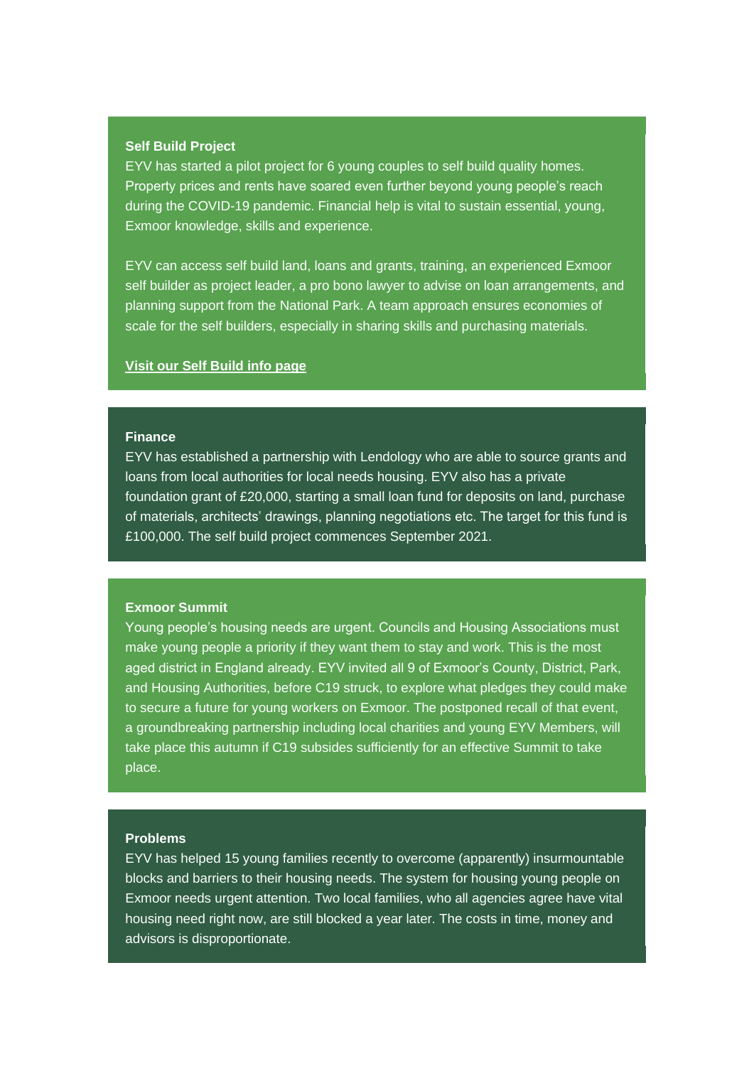**Self Build Project**

EYV has started a pilot project for 6 young couples to self build quality homes. Property prices and rents have soared even further beyond young people's reach during the COVID-19 pandemic. Financial help is vital to sustain essential, young, Exmoor knowledge, skills and experience.

EYV can access self build land, loans and grants, training, an experienced Exmoor self builder as project leader, a pro bono lawyer to advise on loan arrangements, and planning support from the National Park. A team approach ensures economies of scale for the self builders, especially in sharing skills and purchasing materials.

**Visit our Self Build info page**

**Finance**

EYV has established a partnership with Lendology who are able to source grants and loans from local authorities for local needs housing. EYV also has a private foundation grant of £20,000, starting a small loan fund for deposits on land, purchase of materials, architects' drawings, planning negotiations etc. The target for this fund is £100,000. The self build project commences September 2021.

**Exmoor Summit**

Young people's housing needs are urgent. Councils and Housing Associations must make young people a priority if they want them to stay and work. This is the most aged district in England already. EYV invited all 9 of Exmoor's County, District, Park, and Housing Authorities, before C19 struck, to explore what pledges they could make to secure a future for young workers on Exmoor. The postponed recall of that event, a groundbreaking partnership including local charities and young EYV Members, will take place this autumn if C19 subsides sufficiently for an effective Summit to take place.

**Problems**

EYV has helped 15 young families recently to overcome (apparently) insurmountable blocks and barriers to their housing needs. The system for housing young people on Exmoor needs urgent attention. Two local families, who all agencies agree have vital housing need right now, are still blocked a year later. The costs in time, money and advisors is disproportionate.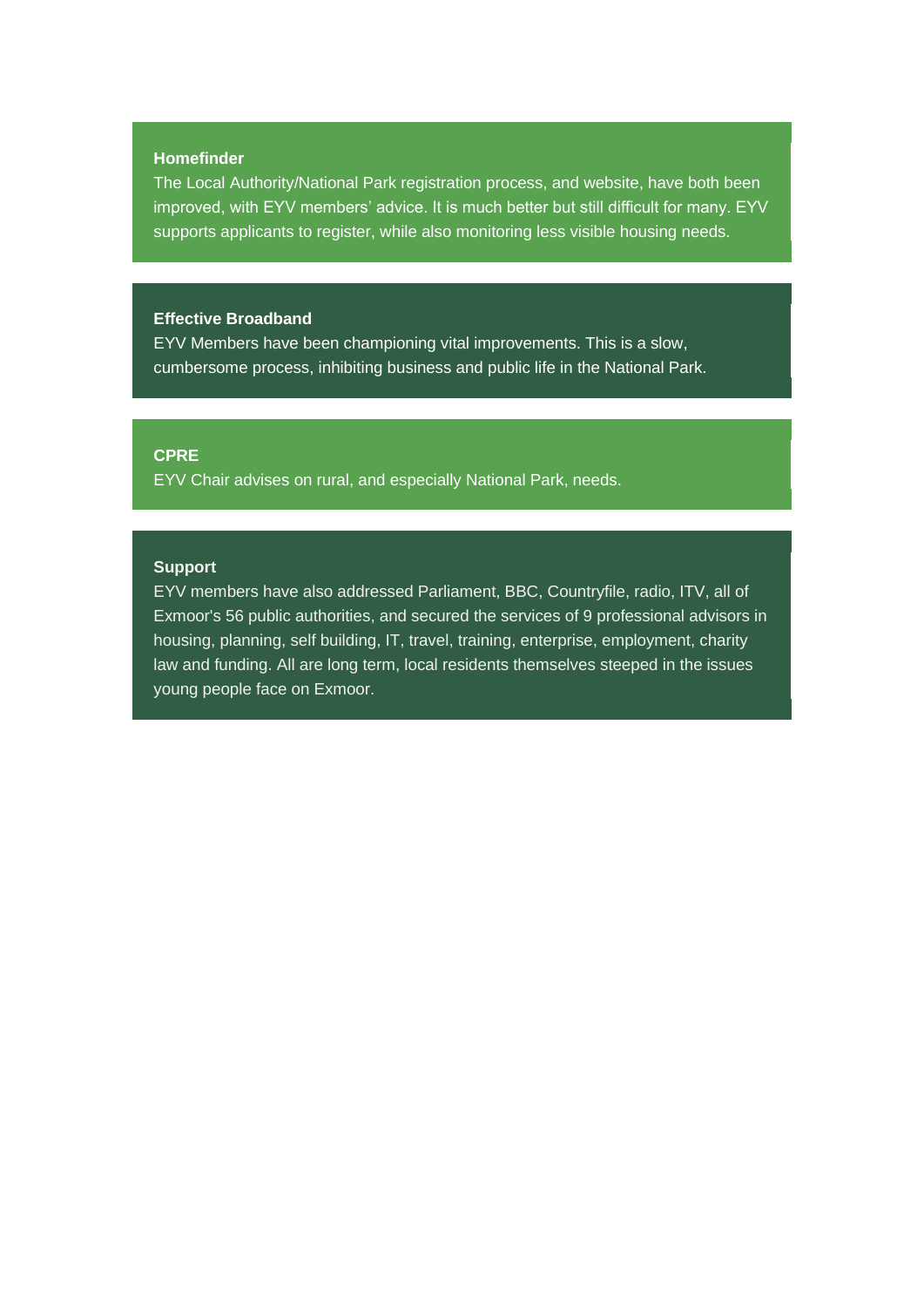**Homefinder**

The Local Authority/National Park registration process, and website, have both been improved, with EYV members' advice. It is much better but still difficult for many. EYV supports applicants to register, while also monitoring less visible housing needs.

**Effective Broadband**

EYV Members have been championing vital improvements. This is a slow, cumbersome process, inhibiting business and public life in the National Park.

**CPRE**

EYV Chair advises on rural, and especially National Park, needs.

**Support**

EYV members have also addressed Parliament, BBC, Countryfile, radio, ITV, all of Exmoor's 56 public authorities, and secured the services of 9 professional advisors in housing, planning, self building, IT, travel, training, enterprise, employment, charity law and funding. All are long term, local residents themselves steeped in the issues young people face on Exmoor.